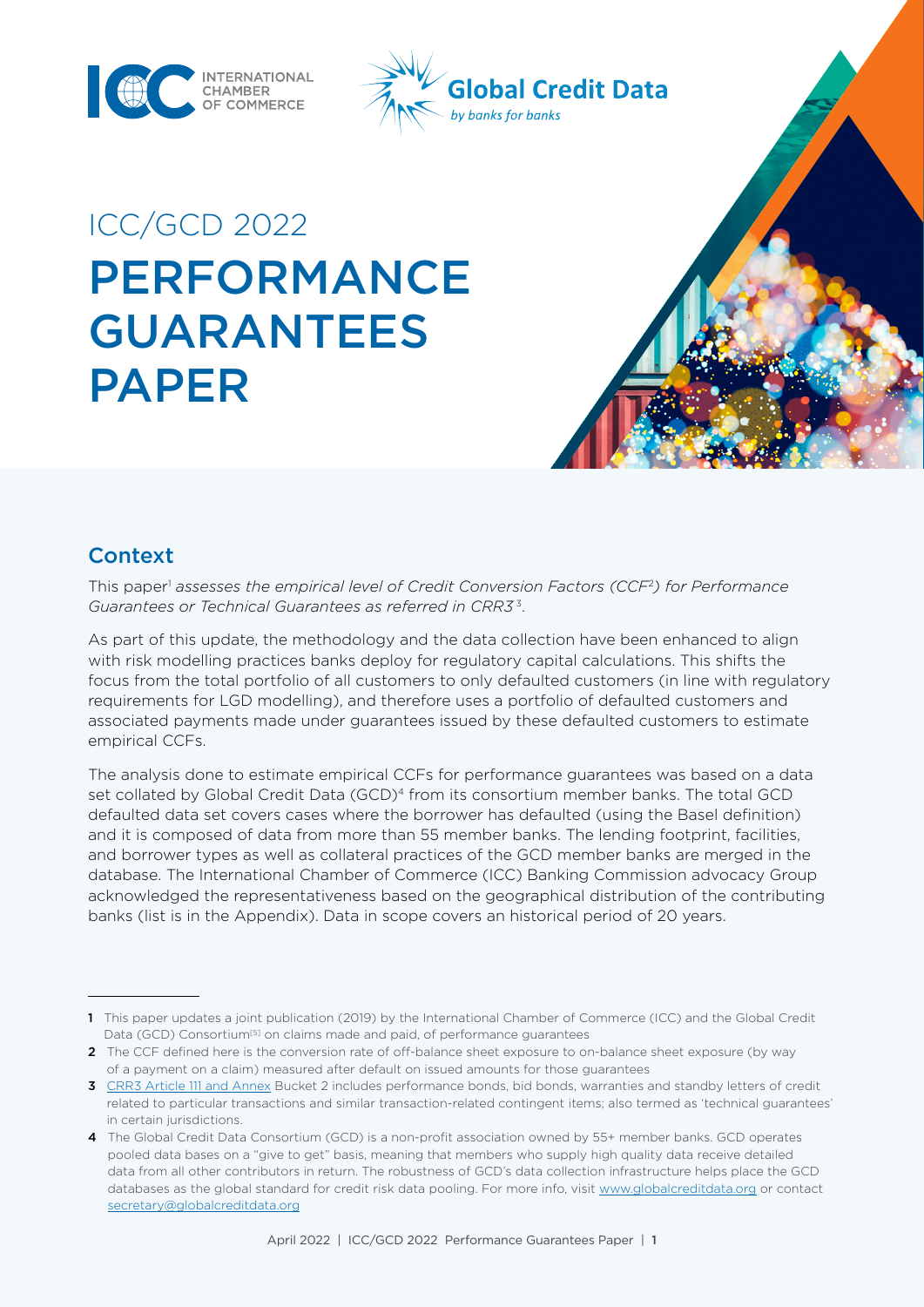ICC/GCD 2022

# PERFORMANCE GUARANTEES PAPER

## Context

This paper[1] *assesses the empirical level of Credit Conversion Factors (CCF[2]) for Performance Guarantees or Technical Guarantees as referred in CRR3*[3].

As part of this update, the methodology and the data collection have been enhanced to align with risk modelling practices banks deploy for regulatory capital calculations. This shifts the focus from the total portfolio of all customers to only defaulted customers (in line with regulatory requirements for LGD modelling), and therefore uses a portfolio of defaulted customers and associated payments made under guarantees issued by these defaulted customers to estimate empirical CCFs.

The analysis done to estimate empirical CCFs for performance guarantees was based on a data set collated by Global Credit Data (GCD)[4] from its consortium member banks. The total GCD defaulted data set covers cases where the borrower has defaulted (using the Basel definition) and it is composed of data from more than 55 member banks. The lending footprint, facilities, and borrower types as well as collateral practices of the GCD member banks are merged in the database. The International Chamber of Commerce (ICC) Banking Commission advocacy Group acknowledged the representativeness based on the geographical distribution of the contributing banks (list is in the Appendix). Data in scope covers an historical period of 20 years.

---

1 This paper updates a joint publication (2019) by the International Chamber of Commerce (ICC) and the Global Credit Data (GCD) Consortium[5] on claims made and paid, of performance guarantees

2 The CCF defined here is the conversion rate of off-balance sheet exposure to on-balance sheet exposure (by way of a payment on a claim) measured after default on issued amounts for those guarantees

3 CRR3 Article 111 and Annex Bucket 2 includes performance bonds, bid bonds, warranties and standby letters of credit related to particular transactions and similar transaction-related contingent items; also termed as 'technical guarantees' in certain jurisdictions.

4 The Global Credit Data Consortium (GCD) is a non-profit association owned by 55+ member banks. GCD operates pooled data bases on a "give to get" basis, meaning that members who supply high quality data receive detailed data from all other contributors in return. The robustness of GCD's data collection infrastructure helps place the GCD databases as the global standard for credit risk data pooling. For more info, visit www.globalcreditdata.org or contact secretary@globalcreditdata.org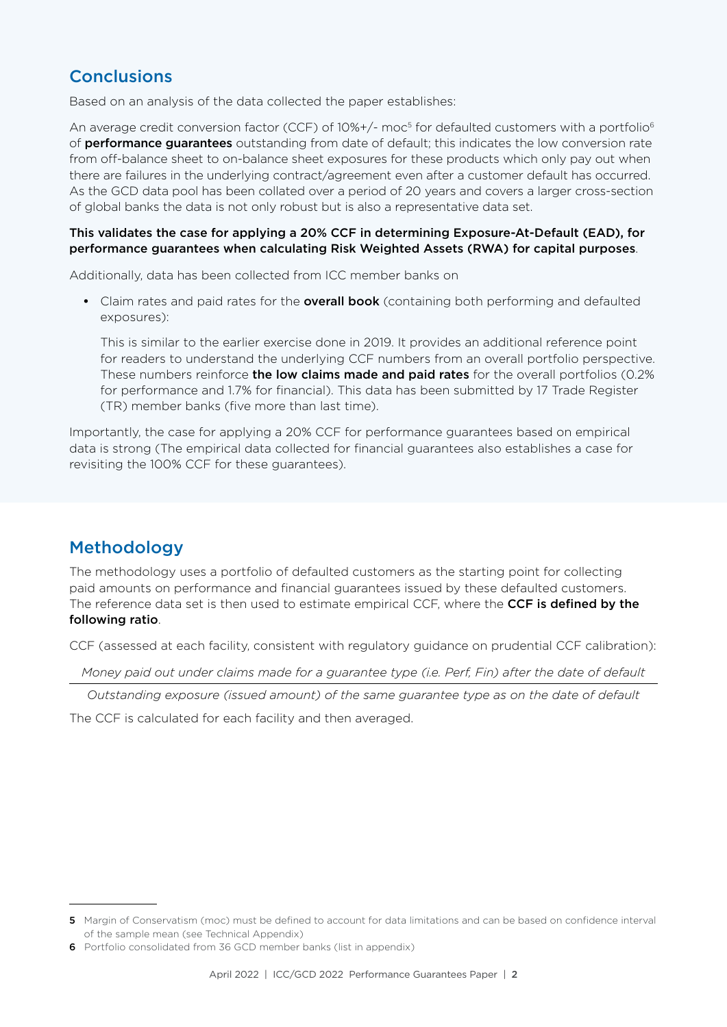## Conclusions

Based on an analysis of the data collected the paper establishes:

An average credit conversion factor (CCF) of 10%+/- moc[5] for defaulted customers with a portfolio[6] of **performance guarantees** outstanding from date of default; this indicates the low conversion rate from off-balance sheet to on-balance sheet exposures for these products which only pay out when there are failures in the underlying contract/agreement even after a customer default has occurred. As the GCD data pool has been collated over a period of 20 years and covers a larger cross-section of global banks the data is not only robust but is also a representative data set.

**This validates the case for applying a 20% CCF in determining Exposure-At-Default (EAD), for performance guarantees when calculating Risk Weighted Assets (RWA) for capital purposes**.

Additionally, data has been collected from ICC member banks on

- Claim rates and paid rates for the **overall book** (containing both performing and defaulted exposures):

  This is similar to the earlier exercise done in 2019. It provides an additional reference point for readers to understand the underlying CCF numbers from an overall portfolio perspective. These numbers reinforce **the low claims made and paid rates** for the overall portfolios (0.2% for performance and 1.7% for financial). This data has been submitted by 17 Trade Register (TR) member banks (five more than last time).

Importantly, the case for applying a 20% CCF for performance guarantees based on empirical data is strong (The empirical data collected for financial guarantees also establishes a case for revisiting the 100% CCF for these guarantees).

## Methodology

The methodology uses a portfolio of defaulted customers as the starting point for collecting paid amounts on performance and financial guarantees issued by these defaulted customers. The reference data set is then used to estimate empirical CCF, where the **CCF is defined by the following ratio**.

CCF (assessed at each facility, consistent with regulatory guidance on prudential CCF calibration):

$$\frac{\textit{Money paid out under claims made for a guarantee type (i.e. Perf, Fin) after the date of default}}{\textit{Outstanding exposure (issued amount) of the same guarantee type as on the date of default}}$$

The CCF is calculated for each facility and then averaged.

---

[5] Margin of Conservatism (moc) must be defined to account for data limitations and can be based on confidence interval of the sample mean (see Technical Appendix)

[6] Portfolio consolidated from 36 GCD member banks (list in appendix)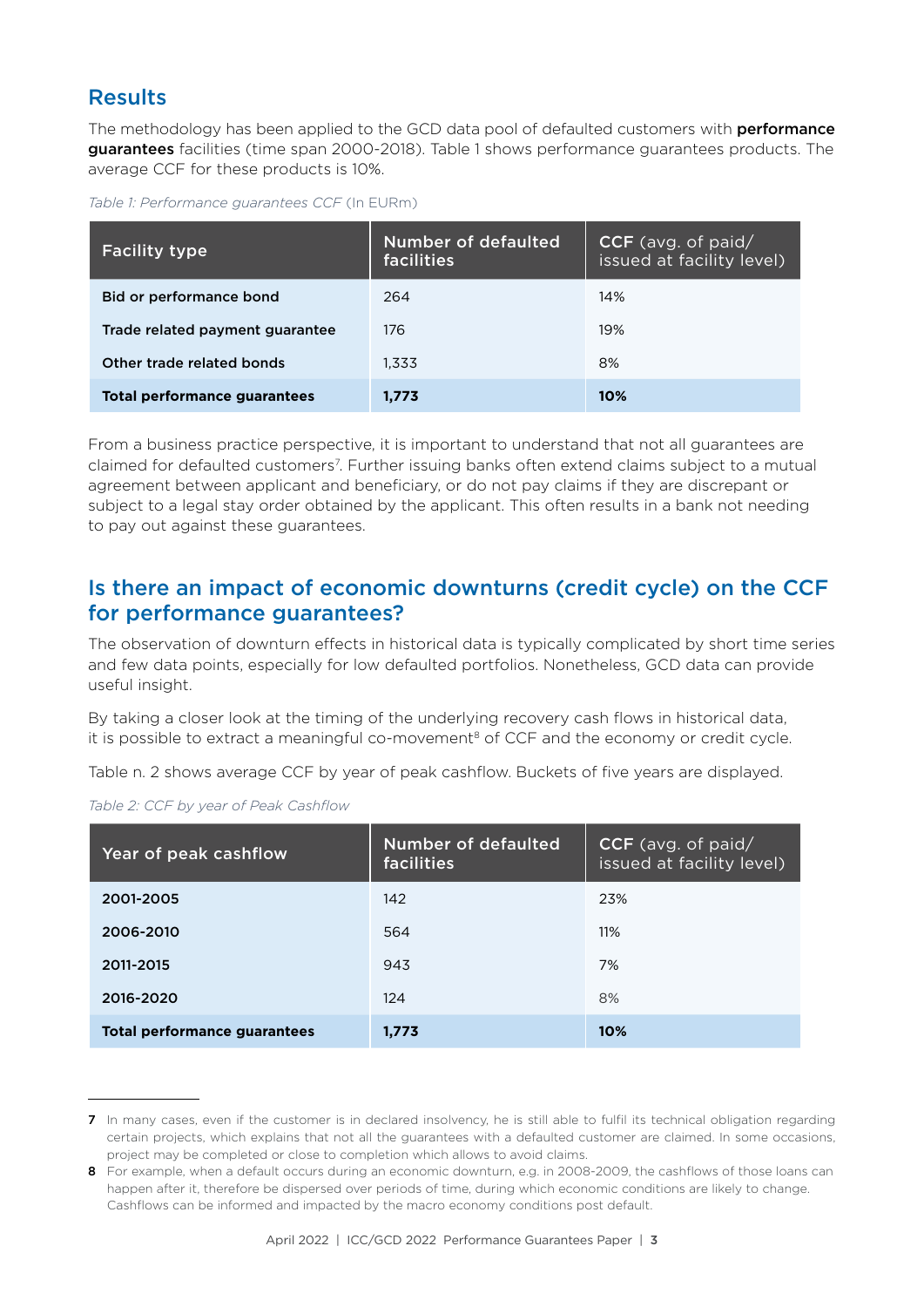## Results

The methodology has been applied to the GCD data pool of defaulted customers with **performance guarantees** facilities (time span 2000-2018). Table 1 shows performance guarantees products. The average CCF for these products is 10%.

*Table 1: Performance guarantees CCF* (In EURm)

| Facility type | Number of defaulted facilities | **CCF** (avg. of paid/ issued at facility level) |
|---|---|---|
| **Bid or performance bond** | 264 | 14% |
| **Trade related payment guarantee** | 176 | 19% |
| **Other trade related bonds** | 1,333 | 8% |
| **Total performance guarantees** | **1,773** | **10%** |

From a business practice perspective, it is important to understand that not all guarantees are claimed for defaulted customers[7]. Further issuing banks often extend claims subject to a mutual agreement between applicant and beneficiary, or do not pay claims if they are discrepant or subject to a legal stay order obtained by the applicant. This often results in a bank not needing to pay out against these guarantees.

## Is there an impact of economic downturns (credit cycle) on the CCF for performance guarantees?

The observation of downturn effects in historical data is typically complicated by short time series and few data points, especially for low defaulted portfolios. Nonetheless, GCD data can provide useful insight.

By taking a closer look at the timing of the underlying recovery cash flows in historical data, it is possible to extract a meaningful co-movement[8] of CCF and the economy or credit cycle.

Table n. 2 shows average CCF by year of peak cashflow. Buckets of five years are displayed.

*Table 2: CCF by year of Peak Cashflow*

| Year of peak cashflow | Number of defaulted facilities | **CCF** (avg. of paid/ issued at facility level) |
|---|---|---|
| **2001-2005** | 142 | 23% |
| **2006-2010** | 564 | 11% |
| **2011-2015** | 943 | 7% |
| **2016-2020** | 124 | 8% |
| **Total performance guarantees** | **1,773** | **10%** |

---

**7** In many cases, even if the customer is in declared insolvency, he is still able to fulfil its technical obligation regarding certain projects, which explains that not all the guarantees with a defaulted customer are claimed. In some occasions, project may be completed or close to completion which allows to avoid claims.

**8** For example, when a default occurs during an economic downturn, e.g. in 2008-2009, the cashflows of those loans can happen after it, therefore be dispersed over periods of time, during which economic conditions are likely to change. Cashflows can be informed and impacted by the macro economy conditions post default.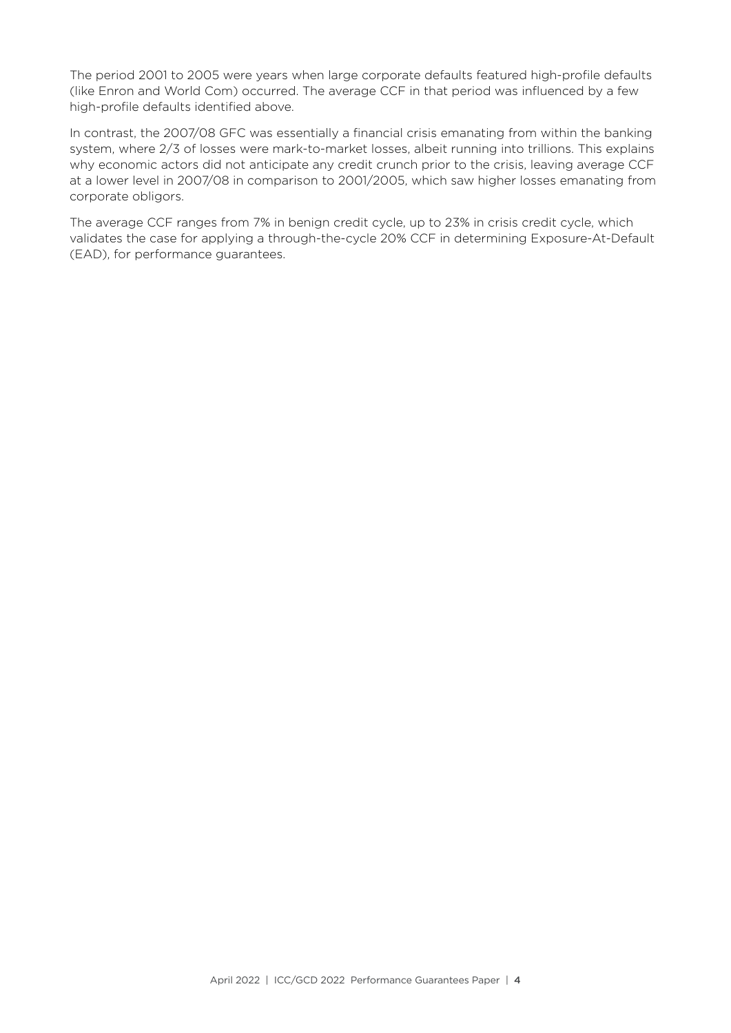The period 2001 to 2005 were years when large corporate defaults featured high-profile defaults (like Enron and World Com) occurred. The average CCF in that period was influenced by a few high-profile defaults identified above.

In contrast, the 2007/08 GFC was essentially a financial crisis emanating from within the banking system, where 2/3 of losses were mark-to-market losses, albeit running into trillions. This explains why economic actors did not anticipate any credit crunch prior to the crisis, leaving average CCF at a lower level in 2007/08 in comparison to 2001/2005, which saw higher losses emanating from corporate obligors.

The average CCF ranges from 7% in benign credit cycle, up to 23% in crisis credit cycle, which validates the case for applying a through-the-cycle 20% CCF in determining Exposure-At-Default (EAD), for performance guarantees.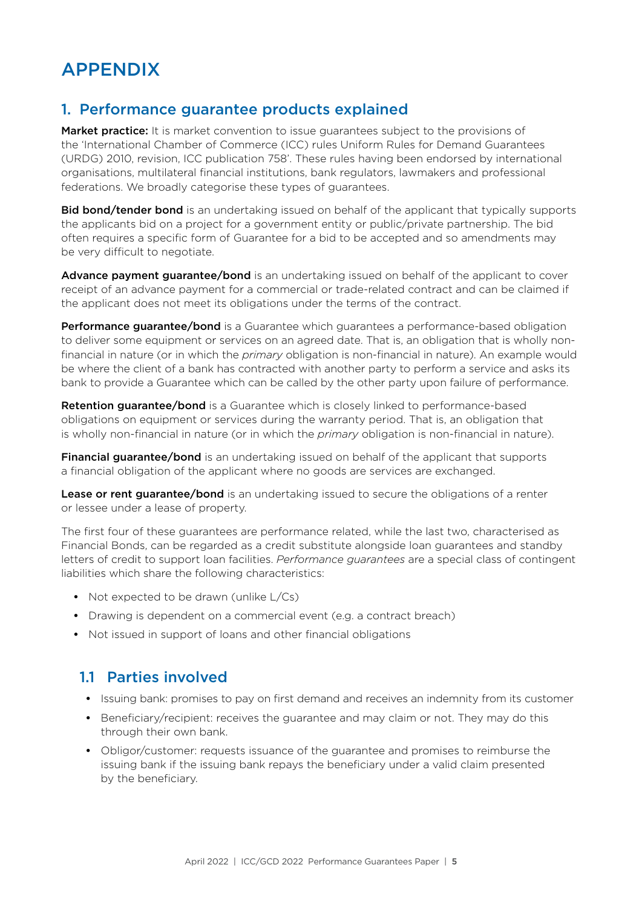# APPENDIX

## 1. Performance guarantee products explained

**Market practice:** It is market convention to issue guarantees subject to the provisions of the 'International Chamber of Commerce (ICC) rules Uniform Rules for Demand Guarantees (URDG) 2010, revision, ICC publication 758'. These rules having been endorsed by international organisations, multilateral financial institutions, bank regulators, lawmakers and professional federations. We broadly categorise these types of guarantees.

**Bid bond/tender bond** is an undertaking issued on behalf of the applicant that typically supports the applicants bid on a project for a government entity or public/private partnership. The bid often requires a specific form of Guarantee for a bid to be accepted and so amendments may be very difficult to negotiate.

**Advance payment guarantee/bond** is an undertaking issued on behalf of the applicant to cover receipt of an advance payment for a commercial or trade-related contract and can be claimed if the applicant does not meet its obligations under the terms of the contract.

**Performance guarantee/bond** is a Guarantee which guarantees a performance-based obligation to deliver some equipment or services on an agreed date. That is, an obligation that is wholly non-financial in nature (or in which the *primary* obligation is non-financial in nature). An example would be where the client of a bank has contracted with another party to perform a service and asks its bank to provide a Guarantee which can be called by the other party upon failure of performance.

**Retention guarantee/bond** is a Guarantee which is closely linked to performance-based obligations on equipment or services during the warranty period. That is, an obligation that is wholly non-financial in nature (or in which the *primary* obligation is non-financial in nature).

**Financial guarantee/bond** is an undertaking issued on behalf of the applicant that supports a financial obligation of the applicant where no goods are services are exchanged.

**Lease or rent guarantee/bond** is an undertaking issued to secure the obligations of a renter or lessee under a lease of property.

The first four of these guarantees are performance related, while the last two, characterised as Financial Bonds, can be regarded as a credit substitute alongside loan guarantees and standby letters of credit to support loan facilities. *Performance guarantees* are a special class of contingent liabilities which share the following characteristics:

- Not expected to be drawn (unlike L/Cs)
- Drawing is dependent on a commercial event (e.g. a contract breach)
- Not issued in support of loans and other financial obligations

### 1.1 Parties involved

- Issuing bank: promises to pay on first demand and receives an indemnity from its customer
- Beneficiary/recipient: receives the guarantee and may claim or not. They may do this through their own bank.
- Obligor/customer: requests issuance of the guarantee and promises to reimburse the issuing bank if the issuing bank repays the beneficiary under a valid claim presented by the beneficiary.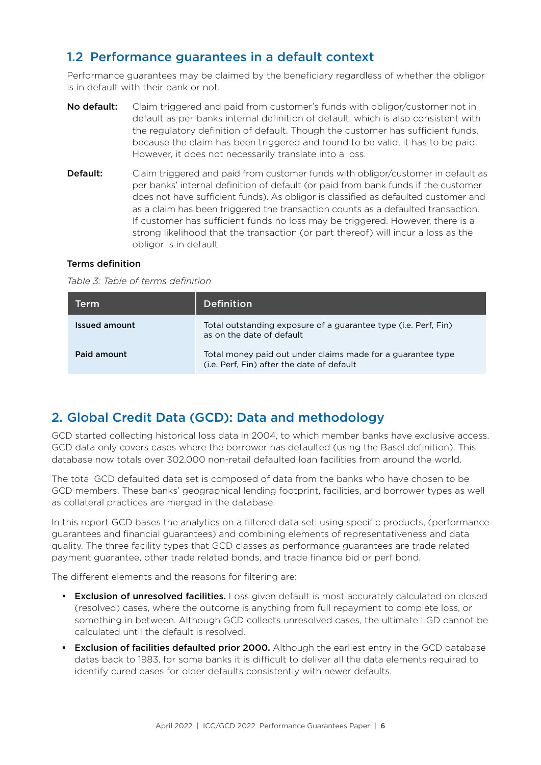## 1.2 Performance guarantees in a default context

Performance guarantees may be claimed by the beneficiary regardless of whether the obligor is in default with their bank or not.

**No default:** Claim triggered and paid from customer's funds with obligor/customer not in default as per banks internal definition of default, which is also consistent with the regulatory definition of default. Though the customer has sufficient funds, because the claim has been triggered and found to be valid, it has to be paid. However, it does not necessarily translate into a loss.

**Default:** Claim triggered and paid from customer funds with obligor/customer in default as per banks' internal definition of default (or paid from bank funds if the customer does not have sufficient funds). As obligor is classified as defaulted customer and as a claim has been triggered the transaction counts as a defaulted transaction. If customer has sufficient funds no loss may be triggered. However, there is a strong likelihood that the transaction (or part thereof) will incur a loss as the obligor is in default.

### Terms definition

*Table 3: Table of terms definition*

| Term | Definition |
|---|---|
| **Issued amount** | Total outstanding exposure of a guarantee type (i.e. Perf, Fin) as on the date of default |
| **Paid amount** | Total money paid out under claims made for a guarantee type (i.e. Perf, Fin) after the date of default |

## 2. Global Credit Data (GCD): Data and methodology

GCD started collecting historical loss data in 2004, to which member banks have exclusive access. GCD data only covers cases where the borrower has defaulted (using the Basel definition). This database now totals over 302,000 non-retail defaulted loan facilities from around the world.

The total GCD defaulted data set is composed of data from the banks who have chosen to be GCD members. These banks' geographical lending footprint, facilities, and borrower types as well as collateral practices are merged in the database.

In this report GCD bases the analytics on a filtered data set: using specific products, (performance guarantees and financial guarantees) and combining elements of representativeness and data quality. The three facility types that GCD classes as performance guarantees are trade related payment guarantee, other trade related bonds, and trade finance bid or perf bond.

The different elements and the reasons for filtering are:

- **Exclusion of unresolved facilities.** Loss given default is most accurately calculated on closed (resolved) cases, where the outcome is anything from full repayment to complete loss, or something in between. Although GCD collects unresolved cases, the ultimate LGD cannot be calculated until the default is resolved.
- **Exclusion of facilities defaulted prior 2000.** Although the earliest entry in the GCD database dates back to 1983, for some banks it is difficult to deliver all the data elements required to identify cured cases for older defaults consistently with newer defaults.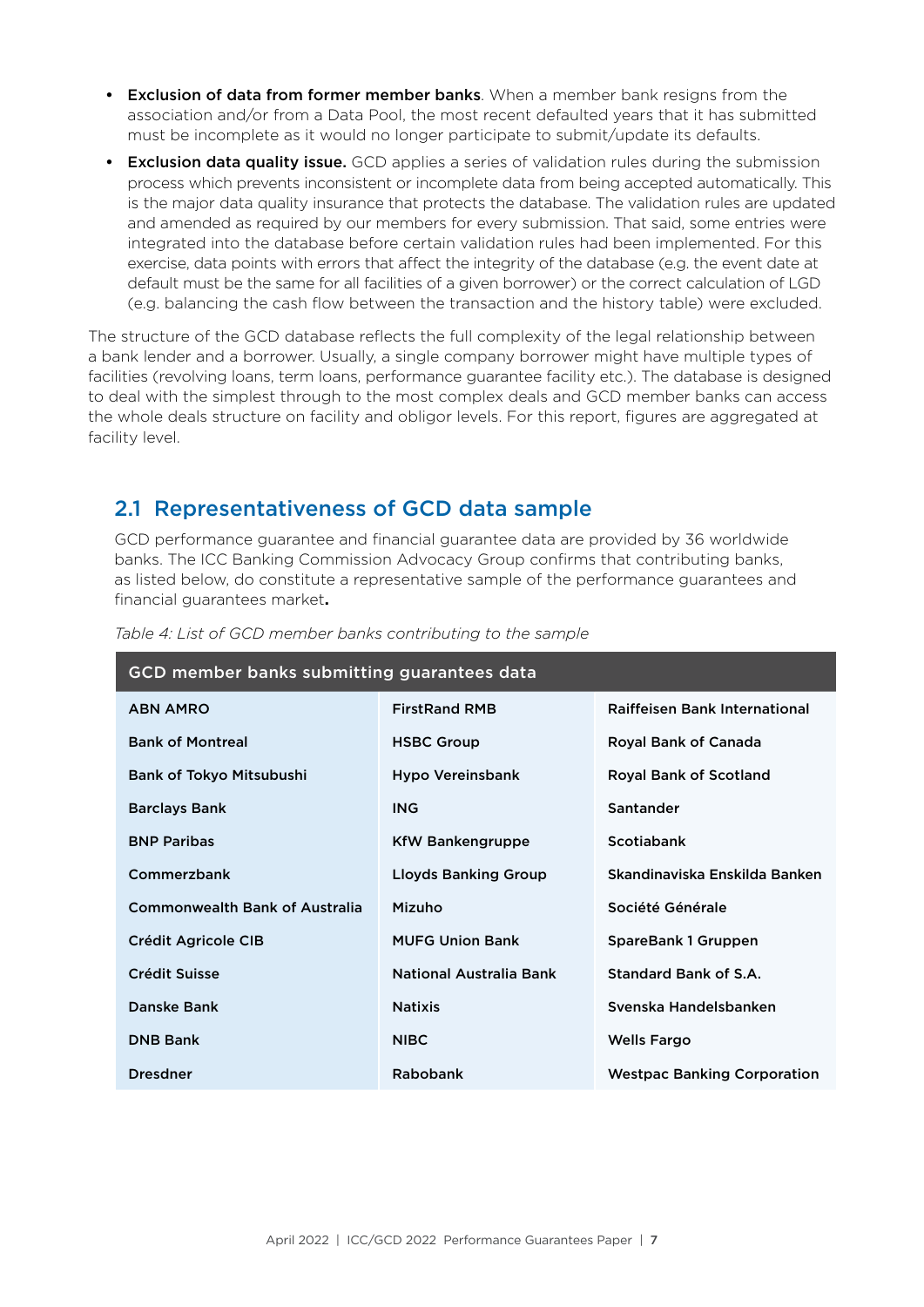- **Exclusion of data from former member banks**. When a member bank resigns from the association and/or from a Data Pool, the most recent defaulted years that it has submitted must be incomplete as it would no longer participate to submit/update its defaults.
- **Exclusion data quality issue.** GCD applies a series of validation rules during the submission process which prevents inconsistent or incomplete data from being accepted automatically. This is the major data quality insurance that protects the database. The validation rules are updated and amended as required by our members for every submission. That said, some entries were integrated into the database before certain validation rules had been implemented. For this exercise, data points with errors that affect the integrity of the database (e.g. the event date at default must be the same for all facilities of a given borrower) or the correct calculation of LGD (e.g. balancing the cash flow between the transaction and the history table) were excluded.

The structure of the GCD database reflects the full complexity of the legal relationship between a bank lender and a borrower. Usually, a single company borrower might have multiple types of facilities (revolving loans, term loans, performance guarantee facility etc.). The database is designed to deal with the simplest through to the most complex deals and GCD member banks can access the whole deals structure on facility and obligor levels. For this report, figures are aggregated at facility level.

## 2.1 Representativeness of GCD data sample

GCD performance guarantee and financial guarantee data are provided by 36 worldwide banks. The ICC Banking Commission Advocacy Group confirms that contributing banks, as listed below, do constitute a representative sample of the performance guarantees and financial guarantees market**.**

*Table 4: List of GCD member banks contributing to the sample*

| GCD member banks submitting guarantees data | | |
|---|---|---|
| ABN AMRO | FirstRand RMB | Raiffeisen Bank International |
| Bank of Montreal | HSBC Group | Royal Bank of Canada |
| Bank of Tokyo Mitsubushi | Hypo Vereinsbank | Royal Bank of Scotland |
| Barclays Bank | ING | Santander |
| BNP Paribas | KfW Bankengruppe | Scotiabank |
| Commerzbank | Lloyds Banking Group | Skandinaviska Enskilda Banken |
| Commonwealth Bank of Australia | Mizuho | Société Générale |
| Crédit Agricole CIB | MUFG Union Bank | SpareBank 1 Gruppen |
| Crédit Suisse | National Australia Bank | Standard Bank of S.A. |
| Danske Bank | Natixis | Svenska Handelsbanken |
| DNB Bank | NIBC | Wells Fargo |
| Dresdner | Rabobank | Westpac Banking Corporation |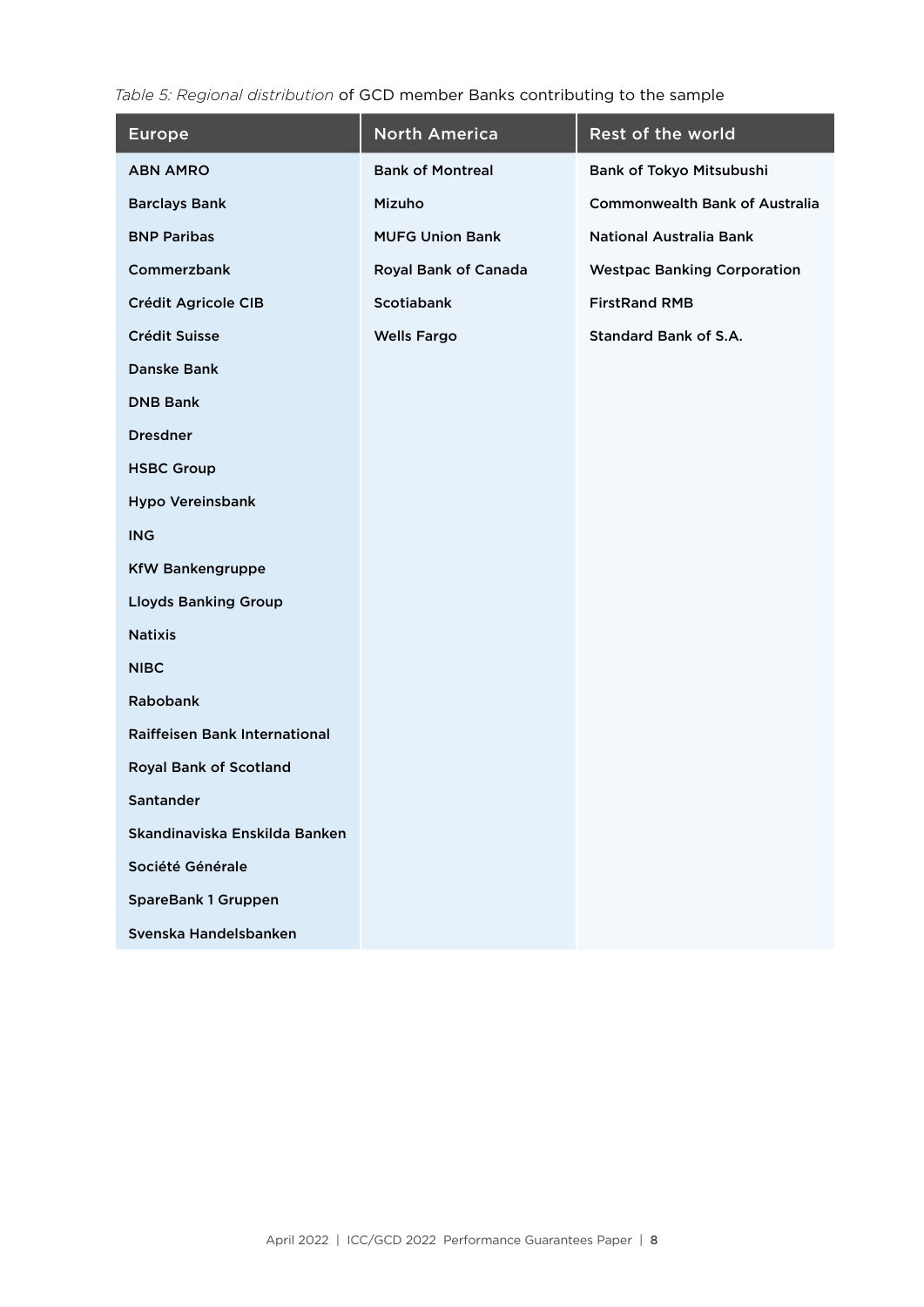*Table 5: Regional distribution* of GCD member Banks contributing to the sample

| Europe | North America | Rest of the world |
|---|---|---|
| ABN AMRO | Bank of Montreal | Bank of Tokyo Mitsubushi |
| Barclays Bank | Mizuho | Commonwealth Bank of Australia |
| BNP Paribas | MUFG Union Bank | National Australia Bank |
| Commerzbank | Royal Bank of Canada | Westpac Banking Corporation |
| Crédit Agricole CIB | Scotiabank | FirstRand RMB |
| Crédit Suisse | Wells Fargo | Standard Bank of S.A. |
| Danske Bank | | |
| DNB Bank | | |
| Dresdner | | |
| HSBC Group | | |
| Hypo Vereinsbank | | |
| ING | | |
| KfW Bankengruppe | | |
| Lloyds Banking Group | | |
| Natixis | | |
| NIBC | | |
| Rabobank | | |
| Raiffeisen Bank International | | |
| Royal Bank of Scotland | | |
| Santander | | |
| Skandinaviska Enskilda Banken | | |
| Société Générale | | |
| SpareBank 1 Gruppen | | |
| Svenska Handelsbanken | | |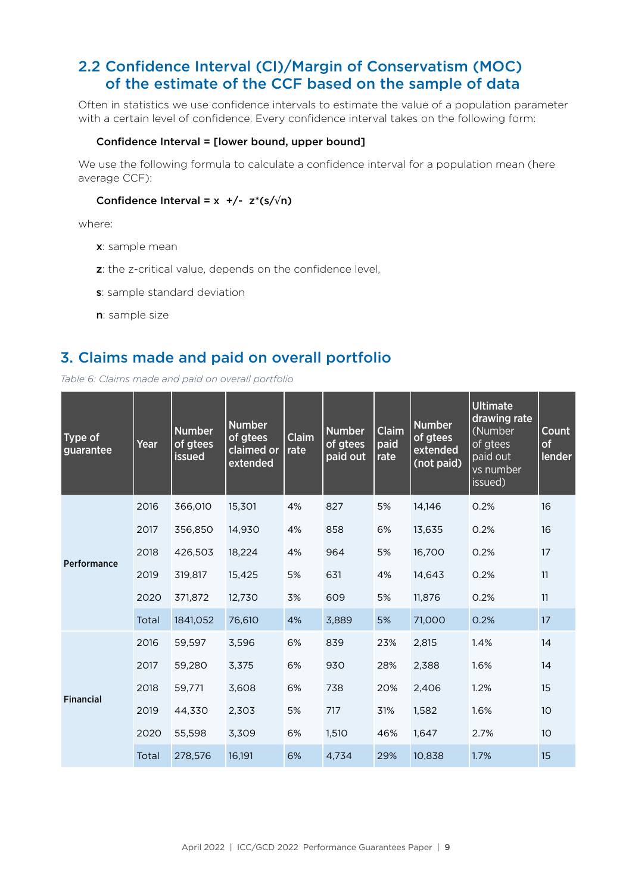## 2.2 Confidence Interval (CI)/Margin of Conservatism (MOC) of the estimate of the CCF based on the sample of data

Often in statistics we use confidence intervals to estimate the value of a population parameter with a certain level of confidence. Every confidence interval takes on the following form:

**Confidence Interval = [lower bound, upper bound]**

We use the following formula to calculate a confidence interval for a population mean (here average CCF):

**Confidence Interval = $x \pm z^*(s/\sqrt{n})$**

where:

**x**: sample mean

**z**: the z-critical value, depends on the confidence level,

**s**: sample standard deviation

**n**: sample size

# 3. Claims made and paid on overall portfolio

*Table 6: Claims made and paid on overall portfolio*

| Type of guarantee | Year | Number of gtees issued | Number of gtees claimed or extended | Claim rate | Number of gtees paid out | Claim paid rate | Number of gtees extended (not paid) | Ultimate drawing rate (Number of gtees paid out vs number issued) | Count of lender |
|---|---|---|---|---|---|---|---|---|---|
| Performance | 2016 | 366,010 | 15,301 | 4% | 827 | 5% | 14,146 | 0.2% | 16 |
| | 2017 | 356,850 | 14,930 | 4% | 858 | 6% | 13,635 | 0.2% | 16 |
| | 2018 | 426,503 | 18,224 | 4% | 964 | 5% | 16,700 | 0.2% | 17 |
| | 2019 | 319,817 | 15,425 | 5% | 631 | 4% | 14,643 | 0.2% | 11 |
| | 2020 | 371,872 | 12,730 | 3% | 609 | 5% | 11,876 | 0.2% | 11 |
| | Total | 1841,052 | 76,610 | 4% | 3,889 | 5% | 71,000 | 0.2% | 17 |
| Financial | 2016 | 59,597 | 3,596 | 6% | 839 | 23% | 2,815 | 1.4% | 14 |
| | 2017 | 59,280 | 3,375 | 6% | 930 | 28% | 2,388 | 1.6% | 14 |
| | 2018 | 59,771 | 3,608 | 6% | 738 | 20% | 2,406 | 1.2% | 15 |
| | 2019 | 44,330 | 2,303 | 5% | 717 | 31% | 1,582 | 1.6% | 10 |
| | 2020 | 55,598 | 3,309 | 6% | 1,510 | 46% | 1,647 | 2.7% | 10 |
| | Total | 278,576 | 16,191 | 6% | 4,734 | 29% | 10,838 | 1.7% | 15 |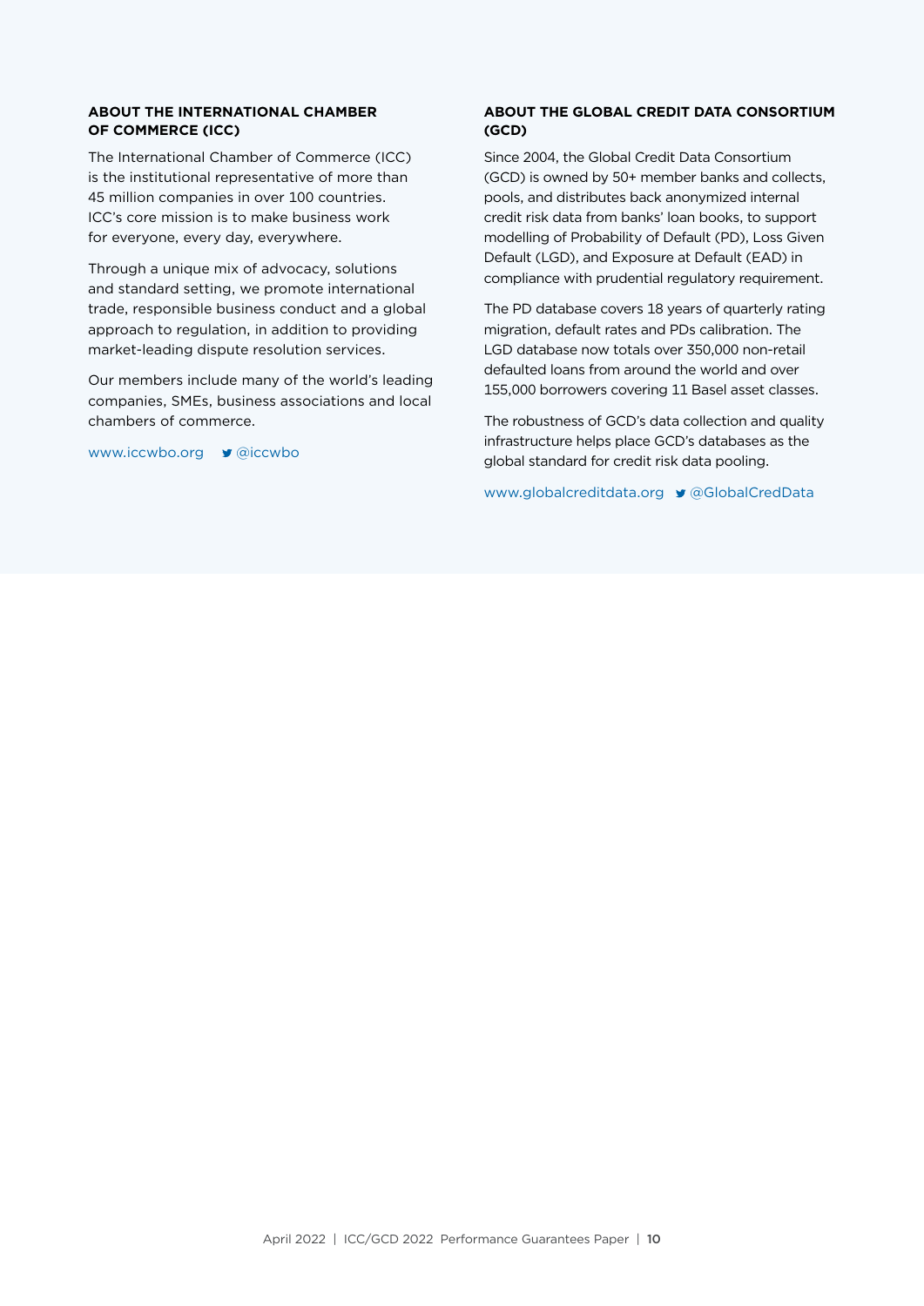## ABOUT THE INTERNATIONAL CHAMBER OF COMMERCE (ICC)

The International Chamber of Commerce (ICC) is the institutional representative of more than 45 million companies in over 100 countries. ICC's core mission is to make business work for everyone, every day, everywhere.

Through a unique mix of advocacy, solutions and standard setting, we promote international trade, responsible business conduct and a global approach to regulation, in addition to providing market-leading dispute resolution services.

Our members include many of the world's leading companies, SMEs, business associations and local chambers of commerce.

www.iccwbo.org @iccwbo

## ABOUT THE GLOBAL CREDIT DATA CONSORTIUM (GCD)

Since 2004, the Global Credit Data Consortium (GCD) is owned by 50+ member banks and collects, pools, and distributes back anonymized internal credit risk data from banks' loan books, to support modelling of Probability of Default (PD), Loss Given Default (LGD), and Exposure at Default (EAD) in compliance with prudential regulatory requirement.

The PD database covers 18 years of quarterly rating migration, default rates and PDs calibration. The LGD database now totals over 350,000 non-retail defaulted loans from around the world and over 155,000 borrowers covering 11 Basel asset classes.

The robustness of GCD's data collection and quality infrastructure helps place GCD's databases as the global standard for credit risk data pooling.

www.globalcreditdata.org @GlobalCredData